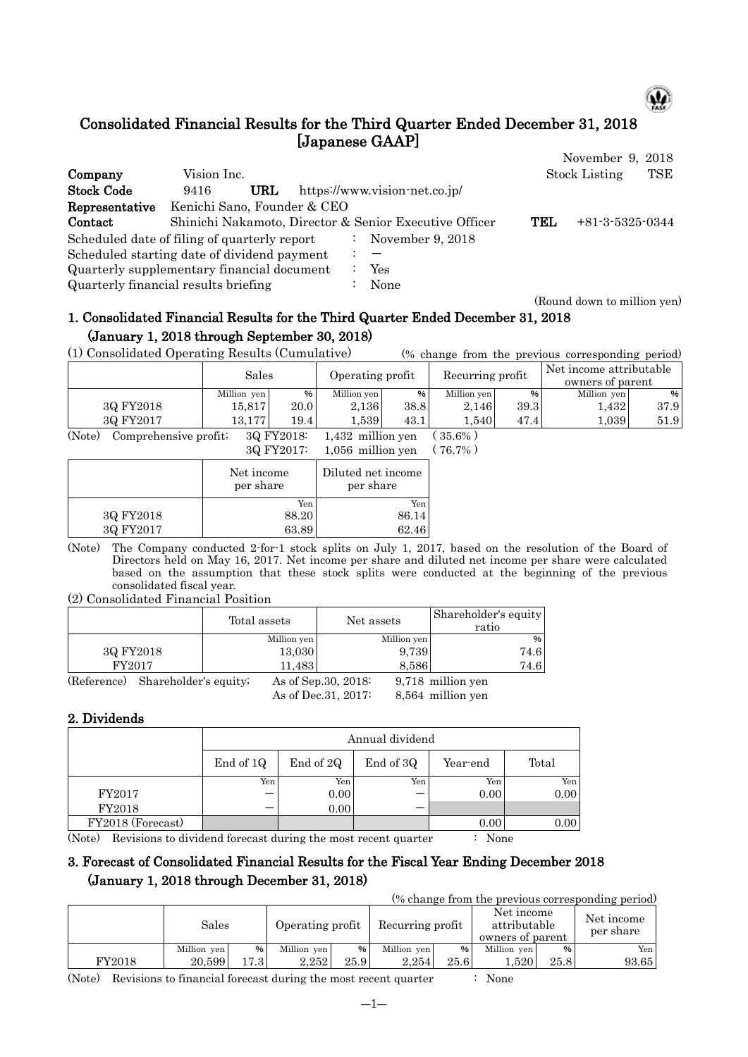# Consolidated Financial Results for the Third Quarter Ended December 31, 2018 [Japanese GAAP]

November 9, 2018

| | | | |
|---|---|---|---|
| **Company** | Vision Inc. | Stock Listing | TSE |
| **Stock Code** | 9416 **URL** https://www.vision-net.co.jp/ | | |
| **Representative** | Kenichi Sano, Founder & CEO | | |
| **Contact** | Shinichi Nakamoto, Director & Senior Executive Officer | **TEL** | +81-3-5325-0344 |

Scheduled date of filing of quarterly report : November 9, 2018
Scheduled starting date of dividend payment : ―
Quarterly supplementary financial document : Yes
Quarterly financial results briefing : None

(Round down to million yen)

## 1. Consolidated Financial Results for the Third Quarter Ended December 31, 2018 (January 1, 2018 through September 30, 2018)

(1) Consolidated Operating Results (Cumulative) (% change from the previous corresponding period)

| | Sales | | Operating profit | | Recurring profit | | Net income attributable owners of parent | |
|---|---|---|---|---|---|---|---|---|
| | Million yen | % | Million yen | % | Million yen | % | Million yen | % |
| 3Q FY2018 | 15,817 | 20.0 | 2,136 | 38.8 | 2,146 | 39.3 | 1,432 | 37.9 |
| 3Q FY2017 | 13,177 | 19.4 | 1,539 | 43.1 | 1,540 | 47.4 | 1,039 | 51.9 |

(Note) Comprehensive profit; 3Q FY2018: 1,432 million yen (35.6%)
3Q FY2017: 1,056 million yen (76.7%)

| | Net income per share | Diluted net income per share |
|---|---|---|
| | Yen | Yen |
| 3Q FY2018 | 88.20 | 86.14 |
| 3Q FY2017 | 63.89 | 62.46 |

(Note) The Company conducted 2-for-1 stock splits on July 1, 2017, based on the resolution of the Board of Directors held on May 16, 2017. Net income per share and diluted net income per share were calculated based on the assumption that these stock splits were conducted at the beginning of the previous consolidated fiscal year.

(2) Consolidated Financial Position

| | Total assets | Net assets | Shareholder's equity ratio |
|---|---|---|---|
| | Million yen | Million yen | % |
| 3Q FY2018 | 13,030 | 9,739 | 74.6 |
| FY2017 | 11,483 | 8,586 | 74.6 |

(Reference) Shareholder's equity; As of Sep.30, 2018: 9,718 million yen
As of Dec.31, 2017: 8,564 million yen

## 2. Dividends

| | Annual dividend | | | | |
|---|---|---|---|---|---|
| | End of 1Q | End of 2Q | End of 3Q | Year-end | Total |
| | Yen | Yen | Yen | Yen | Yen |
| FY2017 | ― | 0.00 | ― | 0.00 | 0.00 |
| FY2018 | ― | 0.00 | ― | | |
| FY2018 (Forecast) | | | | 0.00 | 0.00 |

(Note) Revisions to dividend forecast during the most recent quarter : None

## 3. Forecast of Consolidated Financial Results for the Fiscal Year Ending December 2018 (January 1, 2018 through December 31, 2018)

(% change from the previous corresponding period)

| | Sales | | Operating profit | | Recurring profit | | Net income attributable owners of parent | | Net income per share |
|---|---|---|---|---|---|---|---|---|---|
| | Million yen | % | Million yen | % | Million yen | % | Million yen | % | Yen |
| FY2018 | 20,599 | 17.3 | 2,252 | 25.9 | 2,254 | 25.6 | 1,520 | 25.8 | 93.65 |

(Note) Revisions to financial forecast during the most recent quarter : None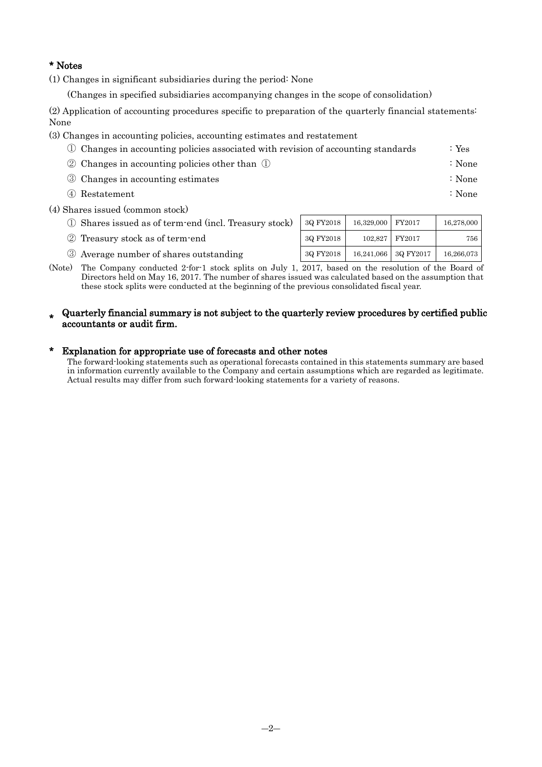## * Notes

(1) Changes in significant subsidiaries during the period: None

(Changes in specified subsidiaries accompanying changes in the scope of consolidation)

(2) Application of accounting procedures specific to preparation of the quarterly financial statements: None

(3) Changes in accounting policies, accounting estimates and restatement

① Changes in accounting policies associated with revision of accounting standards : Yes

② Changes in accounting policies other than ① : None

③ Changes in accounting estimates : None

④ Restatement : None

(4) Shares issued (common stock)

| | | | | |
|---|---|---|---|---|
| ① Shares issued as of term-end (incl. Treasury stock) | 3Q FY2018 | 16,329,000 | FY2017 | 16,278,000 |
| ② Treasury stock as of term-end | 3Q FY2018 | 102,827 | FY2017 | 756 |
| ③ Average number of shares outstanding | 3Q FY2018 | 16,241,066 | 3Q FY2017 | 16,266,073 |

(Note) The Company conducted 2-for-1 stock splits on July 1, 2017, based on the resolution of the Board of Directors held on May 16, 2017. The number of shares issued was calculated based on the assumption that these stock splits were conducted at the beginning of the previous consolidated fiscal year.

**\* Quarterly financial summary is not subject to the quarterly review procedures by certified public accountants or audit firm.**

**\* Explanation for appropriate use of forecasts and other notes**

The forward-looking statements such as operational forecasts contained in this statements summary are based in information currently available to the Company and certain assumptions which are regarded as legitimate. Actual results may differ from such forward-looking statements for a variety of reasons.